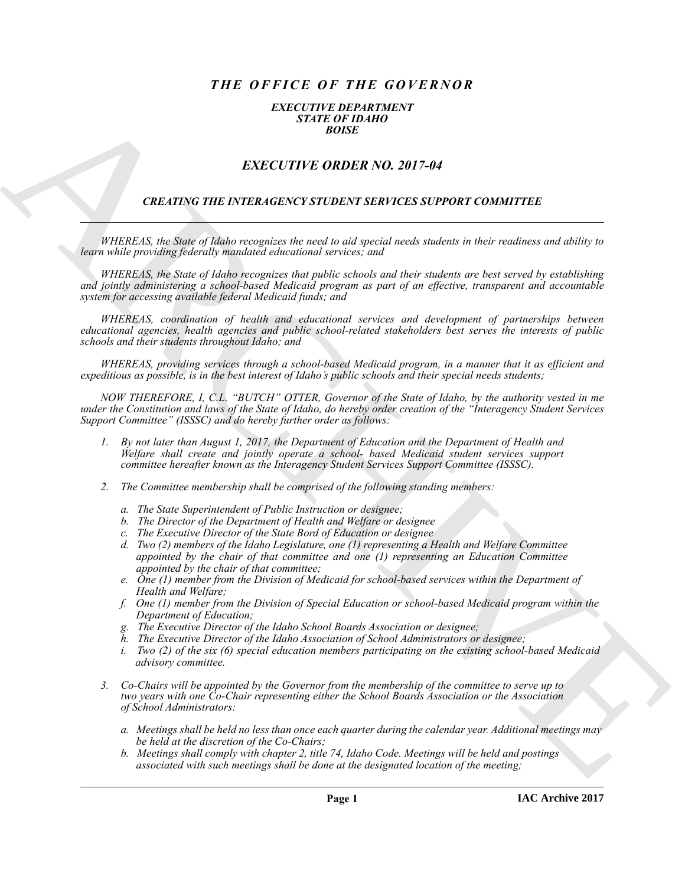# *THE OFFICE OF THE GOVERNOR*

***EXECUTIVE DEPARTMENT***
***STATE OF IDAHO***
***BOISE***

## *EXECUTIVE ORDER NO. 2017-04*

### *CREATING THE INTERAGENCY STUDENT SERVICES SUPPORT COMMITTEE*

---

*WHEREAS, the State of Idaho recognizes the need to aid special needs students in their readiness and ability to learn while providing federally mandated educational services; and*

*WHEREAS, the State of Idaho recognizes that public schools and their students are best served by establishing and jointly administering a school-based Medicaid program as part of an effective, transparent and accountable system for accessing available federal Medicaid funds; and*

*WHEREAS, coordination of health and educational services and development of partnerships between educational agencies, health agencies and public school-related stakeholders best serves the interests of public schools and their students throughout Idaho; and*

*WHEREAS, providing services through a school-based Medicaid program, in a manner that it as efficient and expeditious as possible, is in the best interest of Idaho's public schools and their special needs students;*

*NOW THEREFORE, I, C.L. "BUTCH" OTTER, Governor of the State of Idaho, by the authority vested in me under the Constitution and laws of the State of Idaho, do hereby order creation of the "Interagency Student Services Support Committee" (ISSSC) and do hereby further order as follows:*

1. *By not later than August 1, 2017, the Department of Education and the Department of Health and Welfare shall create and jointly operate a school- based Medicaid student services support committee hereafter known as the Interagency Student Services Support Committee (ISSSC).*

2. *The Committee membership shall be comprised of the following standing members:*

   a. *The State Superintendent of Public Instruction or designee;*
   b. *The Director of the Department of Health and Welfare or designee*
   c. *The Executive Director of the State Bord of Education or designee*
   d. *Two (2) members of the Idaho Legislature, one (1) representing a Health and Welfare Committee appointed by the chair of that committee and one (1) representing an Education Committee appointed by the chair of that committee;*
   e. *One (1) member from the Division of Medicaid for school-based services within the Department of Health and Welfare;*
   f. *One (1) member from the Division of Special Education or school-based Medicaid program within the Department of Education;*
   g. *The Executive Director of the Idaho School Boards Association or designee;*
   h. *The Executive Director of the Idaho Association of School Administrators or designee;*
   i. *Two (2) of the six (6) special education members participating on the existing school-based Medicaid advisory committee.*

3. *Co-Chairs will be appointed by the Governor from the membership of the committee to serve up to two years with one Co-Chair representing either the School Boards Association or the Association of School Administrators:*

   a. *Meetings shall be held no less than once each quarter during the calendar year. Additional meetings may be held at the discretion of the Co-Chairs;*
   b. *Meetings shall comply with chapter 2, title 74, Idaho Code. Meetings will be held and postings associated with such meetings shall be done at the designated location of the meeting;*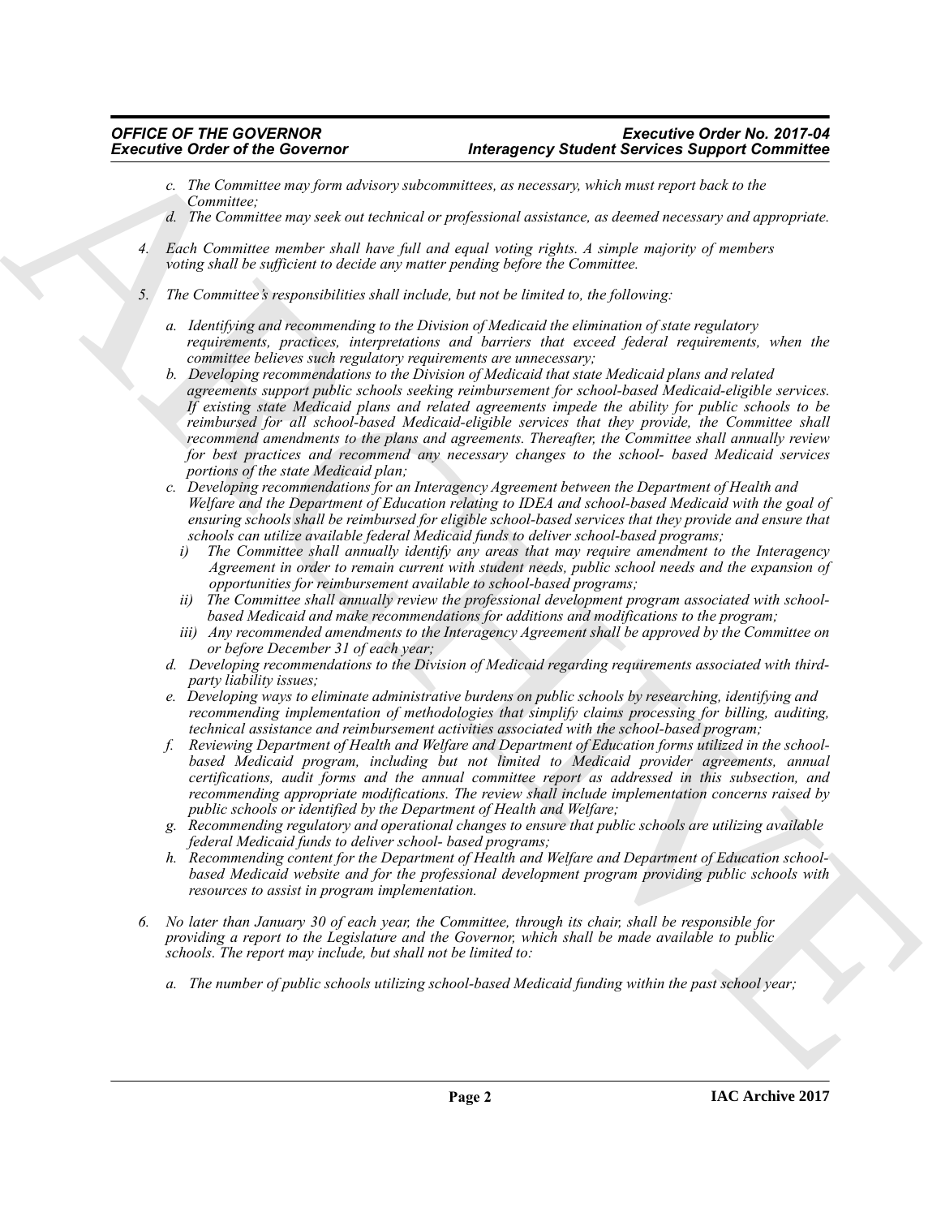*c. The Committee may form advisory subcommittees, as necessary, which must report back to the Committee;*

*d. The Committee may seek out technical or professional assistance, as deemed necessary and appropriate.*

*4. Each Committee member shall have full and equal voting rights. A simple majority of members voting shall be sufficient to decide any matter pending before the Committee.*

*5. The Committee's responsibilities shall include, but not be limited to, the following:*

*a. Identifying and recommending to the Division of Medicaid the elimination of state regulatory requirements, practices, interpretations and barriers that exceed federal requirements, when the committee believes such regulatory requirements are unnecessary;*

*b. Developing recommendations to the Division of Medicaid that state Medicaid plans and related agreements support public schools seeking reimbursement for school-based Medicaid-eligible services. If existing state Medicaid plans and related agreements impede the ability for public schools to be reimbursed for all school-based Medicaid-eligible services that they provide, the Committee shall recommend amendments to the plans and agreements. Thereafter, the Committee shall annually review for best practices and recommend any necessary changes to the school- based Medicaid services portions of the state Medicaid plan;*

*c. Developing recommendations for an Interagency Agreement between the Department of Health and Welfare and the Department of Education relating to IDEA and school-based Medicaid with the goal of ensuring schools shall be reimbursed for eligible school-based services that they provide and ensure that schools can utilize available federal Medicaid funds to deliver school-based programs;*

*i) The Committee shall annually identify any areas that may require amendment to the Interagency Agreement in order to remain current with student needs, public school needs and the expansion of opportunities for reimbursement available to school-based programs;*

*ii) The Committee shall annually review the professional development program associated with school-based Medicaid and make recommendations for additions and modifications to the program;*

*iii) Any recommended amendments to the Interagency Agreement shall be approved by the Committee on or before December 31 of each year;*

*d. Developing recommendations to the Division of Medicaid regarding requirements associated with third-party liability issues;*

*e. Developing ways to eliminate administrative burdens on public schools by researching, identifying and recommending implementation of methodologies that simplify claims processing for billing, auditing, technical assistance and reimbursement activities associated with the school-based program;*

*f. Reviewing Department of Health and Welfare and Department of Education forms utilized in the school-based Medicaid program, including but not limited to Medicaid provider agreements, annual certifications, audit forms and the annual committee report as addressed in this subsection, and recommending appropriate modifications. The review shall include implementation concerns raised by public schools or identified by the Department of Health and Welfare;*

*g. Recommending regulatory and operational changes to ensure that public schools are utilizing available federal Medicaid funds to deliver school- based programs;*

*h. Recommending content for the Department of Health and Welfare and Department of Education school-based Medicaid website and for the professional development program providing public schools with resources to assist in program implementation.*

*6. No later than January 30 of each year, the Committee, through its chair, shall be responsible for providing a report to the Legislature and the Governor, which shall be made available to public schools. The report may include, but shall not be limited to:*

*a. The number of public schools utilizing school-based Medicaid funding within the past school year;*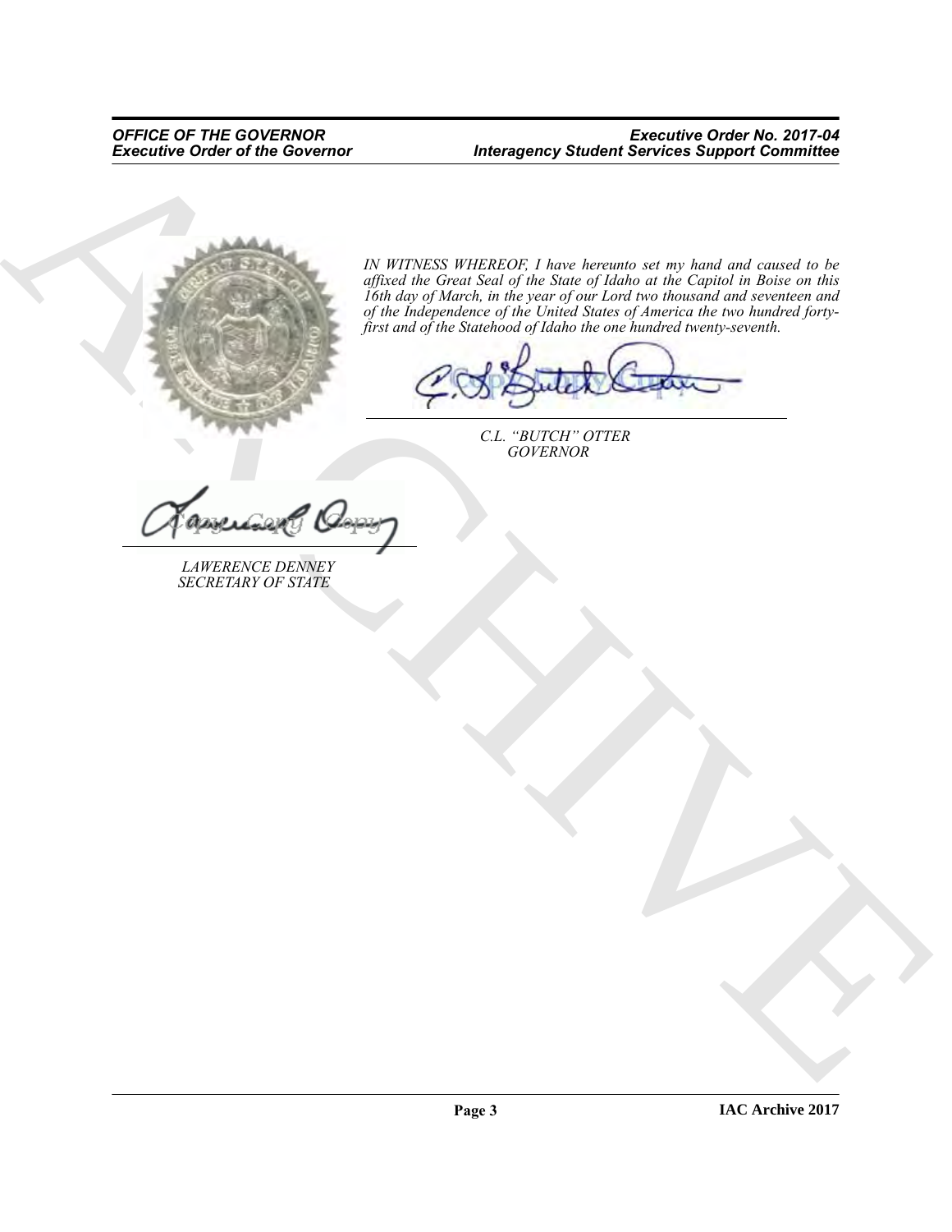*IN WITNESS WHEREOF, I have hereunto set my hand and caused to be affixed the Great Seal of the State of Idaho at the Capitol in Boise on this 16th day of March, in the year of our Lord two thousand and seventeen and of the Independence of the United States of America the two hundred forty-first and of the Statehood of Idaho the one hundred twenty-seventh.*

*C.L. "BUTCH" OTTER*
*GOVERNOR*

*LAWERENCE DENNEY*
*SECRETARY OF STATE*